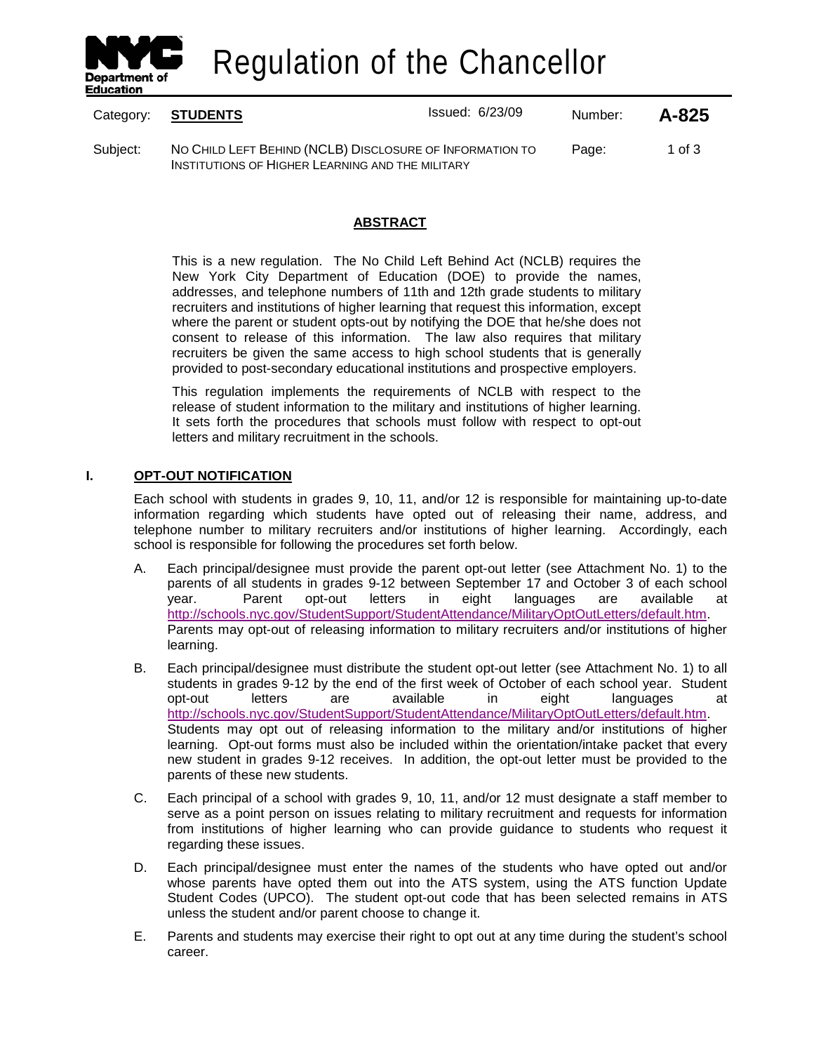# Regulation of the Chancellor

Category: **STUDENTS** Issued: 6/23/09 Number: **A-825**

Subject: NO CHILD LEFT BEHIND (NCLB) DISCLOSURE OF INFORMATION TO INSTITUTIONS OF HIGHER LEARNING AND THE MILITARY

## ABSTRACT

This is a new regulation. The No Child Left Behind Act (NCLB) requires the New York City Department of Education (DOE) to provide the names, addresses, and telephone numbers of 11th and 12th grade students to military recruiters and institutions of higher learning that request this information, except where the parent or student opts-out by notifying the DOE that he/she does not consent to release of this information. The law also requires that military recruiters be given the same access to high school students that is generally provided to post-secondary educational institutions and prospective employers.

This regulation implements the requirements of NCLB with respect to the release of student information to the military and institutions of higher learning. It sets forth the procedures that schools must follow with respect to opt-out letters and military recruitment in the schools.

## I. OPT-OUT NOTIFICATION

Each school with students in grades 9, 10, 11, and/or 12 is responsible for maintaining up-to-date information regarding which students have opted out of releasing their name, address, and telephone number to military recruiters and/or institutions of higher learning. Accordingly, each school is responsible for following the procedures set forth below.

A. Each principal/designee must provide the parent opt-out letter (see Attachment No. 1) to the parents of all students in grades 9-12 between September 17 and October 3 of each school year. Parent opt-out letters in eight languages are available at http://schools.nyc.gov/StudentSupport/StudentAttendance/MilitaryOptOutLetters/default.htm. Parents may opt-out of releasing information to military recruiters and/or institutions of higher learning.

B. Each principal/designee must distribute the student opt-out letter (see Attachment No. 1) to all students in grades 9-12 by the end of the first week of October of each school year. Student opt-out letters are available in eight languages at http://schools.nyc.gov/StudentSupport/StudentAttendance/MilitaryOptOutLetters/default.htm. Students may opt out of releasing information to the military and/or institutions of higher learning. Opt-out forms must also be included within the orientation/intake packet that every new student in grades 9-12 receives. In addition, the opt-out letter must be provided to the parents of these new students.

C. Each principal of a school with grades 9, 10, 11, and/or 12 must designate a staff member to serve as a point person on issues relating to military recruitment and requests for information from institutions of higher learning who can provide guidance to students who request it regarding these issues.

D. Each principal/designee must enter the names of the students who have opted out and/or whose parents have opted them out into the ATS system, using the ATS function Update Student Codes (UPCO). The student opt-out code that has been selected remains in ATS unless the student and/or parent choose to change it.

E. Parents and students may exercise their right to opt out at any time during the student's school career.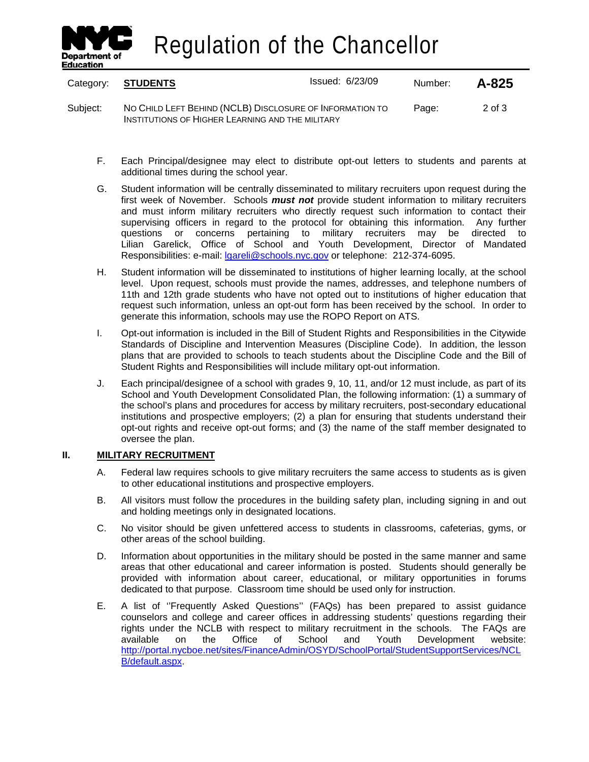F. Each Principal/designee may elect to distribute opt-out letters to students and parents at additional times during the school year.

G. Student information will be centrally disseminated to military recruiters upon request during the first week of November. Schools ***must not*** provide student information to military recruiters and must inform military recruiters who directly request such information to contact their supervising officers in regard to the protocol for obtaining this information. Any further questions or concerns pertaining to military recruiters may be directed to Lilian Garelick, Office of School and Youth Development, Director of Mandated Responsibilities: e-mail: lgareli@schools.nyc.gov or telephone: 212-374-6095.

H. Student information will be disseminated to institutions of higher learning locally, at the school level. Upon request, schools must provide the names, addresses, and telephone numbers of 11th and 12th grade students who have not opted out to institutions of higher education that request such information, unless an opt-out form has been received by the school. In order to generate this information, schools may use the ROPO Report on ATS.

I. Opt-out information is included in the Bill of Student Rights and Responsibilities in the Citywide Standards of Discipline and Intervention Measures (Discipline Code). In addition, the lesson plans that are provided to schools to teach students about the Discipline Code and the Bill of Student Rights and Responsibilities will include military opt-out information.

J. Each principal/designee of a school with grades 9, 10, 11, and/or 12 must include, as part of its School and Youth Development Consolidated Plan, the following information: (1) a summary of the school's plans and procedures for access by military recruiters, post-secondary educational institutions and prospective employers; (2) a plan for ensuring that students understand their opt-out rights and receive opt-out forms; and (3) the name of the staff member designated to oversee the plan.

## II. MILITARY RECRUITMENT

A. Federal law requires schools to give military recruiters the same access to students as is given to other educational institutions and prospective employers.

B. All visitors must follow the procedures in the building safety plan, including signing in and out and holding meetings only in designated locations.

C. No visitor should be given unfettered access to students in classrooms, cafeterias, gyms, or other areas of the school building.

D. Information about opportunities in the military should be posted in the same manner and same areas that other educational and career information is posted. Students should generally be provided with information about career, educational, or military opportunities in forums dedicated to that purpose. Classroom time should be used only for instruction.

E. A list of ''Frequently Asked Questions'' (FAQs) has been prepared to assist guidance counselors and college and career offices in addressing students' questions regarding their rights under the NCLB with respect to military recruitment in the schools. The FAQs are available on the Office of School and Youth Development website: http://portal.nycboe.net/sites/FinanceAdmin/OSYD/SchoolPortal/StudentSupportServices/NCLB/default.aspx.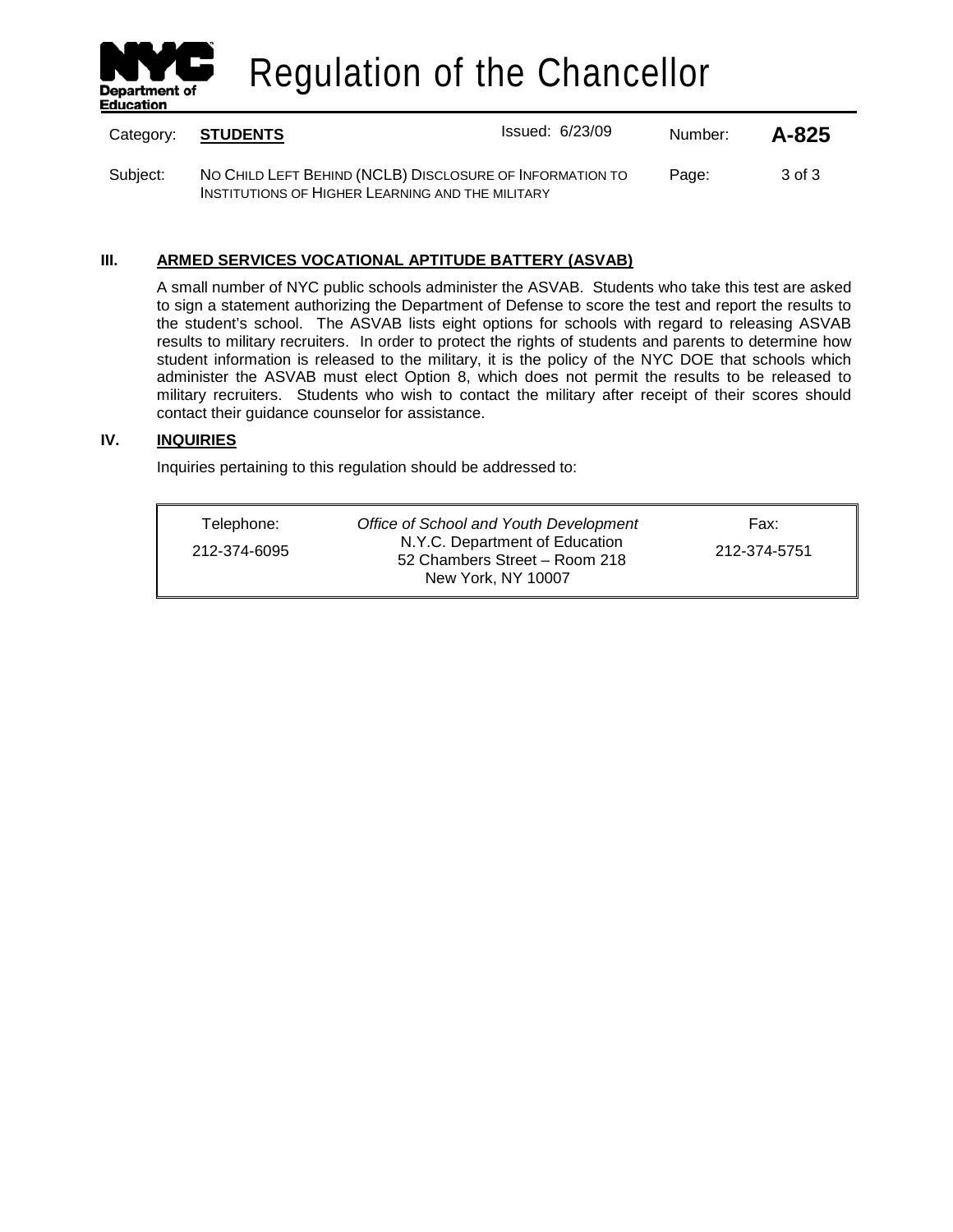## III. ARMED SERVICES VOCATIONAL APTITUDE BATTERY (ASVAB)

A small number of NYC public schools administer the ASVAB. Students who take this test are asked to sign a statement authorizing the Department of Defense to score the test and report the results to the student's school. The ASVAB lists eight options for schools with regard to releasing ASVAB results to military recruiters. In order to protect the rights of students and parents to determine how student information is released to the military, it is the policy of the NYC DOE that schools which administer the ASVAB must elect Option 8, which does not permit the results to be released to military recruiters. Students who wish to contact the military after receipt of their scores should contact their guidance counselor for assistance.

## IV. INQUIRIES

Inquiries pertaining to this regulation should be addressed to:

| Telephone: | *Office of School and Youth Development* | Fax: |
|---|---|---|
| 212-374-6095 | N.Y.C. Department of Education<br>52 Chambers Street – Room 218<br>New York, NY 10007 | 212-374-5751 |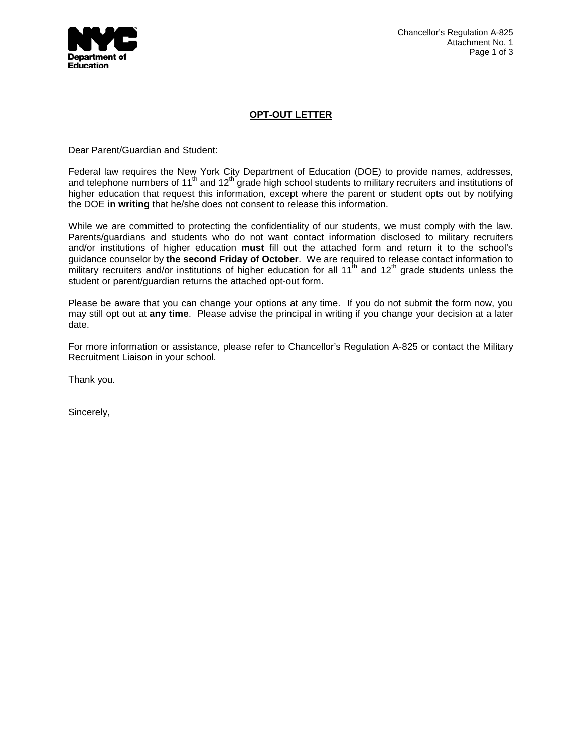## OPT-OUT LETTER

Dear Parent/Guardian and Student:

Federal law requires the New York City Department of Education (DOE) to provide names, addresses, and telephone numbers of 11th and 12th grade high school students to military recruiters and institutions of higher education that request this information, except where the parent or student opts out by notifying the DOE **in writing** that he/she does not consent to release this information.

While we are committed to protecting the confidentiality of our students, we must comply with the law. Parents/guardians and students who do not want contact information disclosed to military recruiters and/or institutions of higher education **must** fill out the attached form and return it to the school's guidance counselor by **the second Friday of October**. We are required to release contact information to military recruiters and/or institutions of higher education for all 11th and 12th grade students unless the student or parent/guardian returns the attached opt-out form.

Please be aware that you can change your options at any time. If you do not submit the form now, you may still opt out at **any time**. Please advise the principal in writing if you change your decision at a later date.

For more information or assistance, please refer to Chancellor's Regulation A-825 or contact the Military Recruitment Liaison in your school.

Thank you.

Sincerely,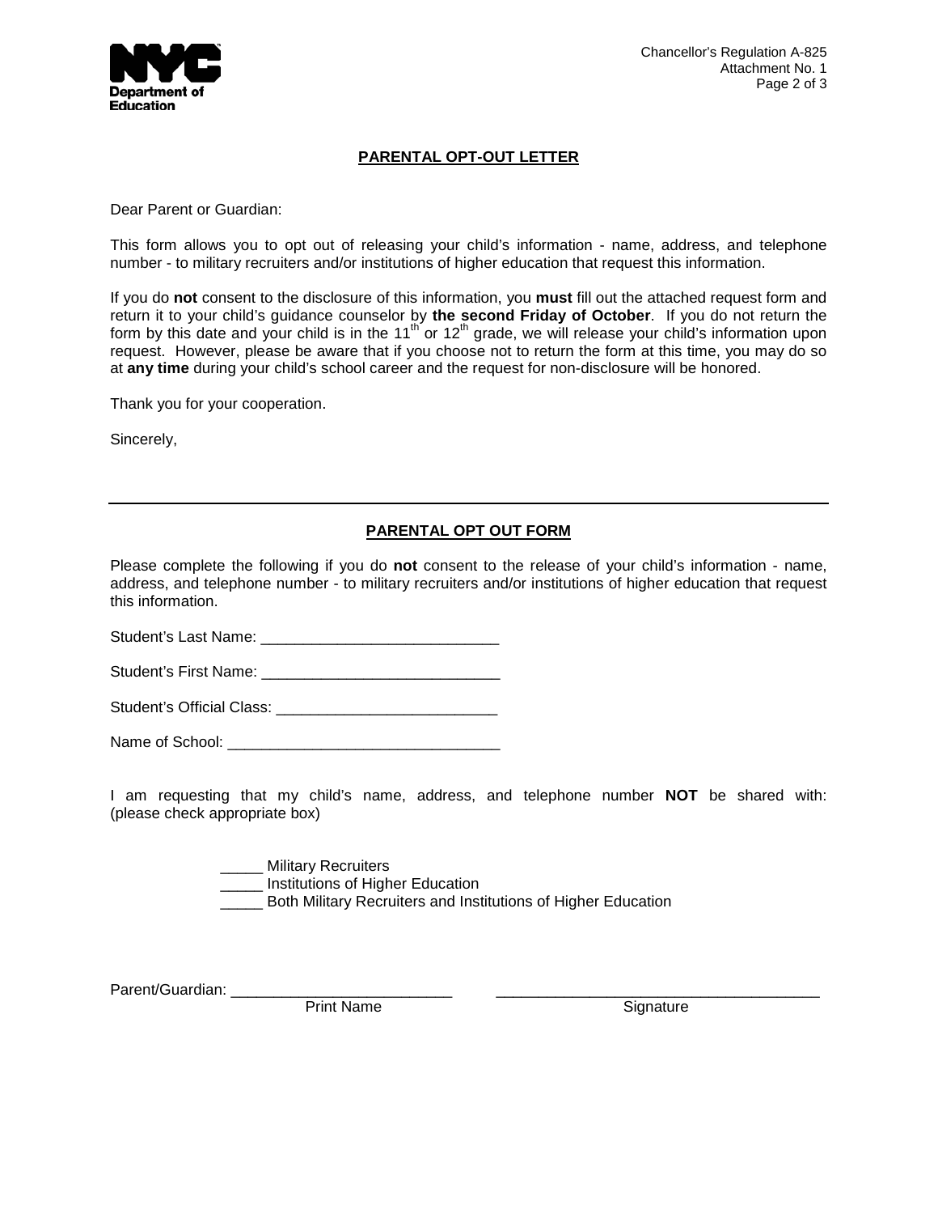## PARENTAL OPT-OUT LETTER

Dear Parent or Guardian:

This form allows you to opt out of releasing your child's information - name, address, and telephone number - to military recruiters and/or institutions of higher education that request this information.

If you do **not** consent to the disclosure of this information, you **must** fill out the attached request form and return it to your child's guidance counselor by **the second Friday of October**. If you do not return the form by this date and your child is in the $11^{th}$ or $12^{th}$ grade, we will release your child's information upon request. However, please be aware that if you choose not to return the form at this time, you may do so at **any time** during your child's school career and the request for non-disclosure will be honored.

Thank you for your cooperation.

Sincerely,

---

## PARENTAL OPT OUT FORM

Please complete the following if you do **not** consent to the release of your child's information - name, address, and telephone number - to military recruiters and/or institutions of higher education that request this information.

Student's Last Name: ____________________________

Student's First Name: ____________________________

Student's Official Class: __________________________

Name of School: ________________________________

I am requesting that my child's name, address, and telephone number **NOT** be shared with: (please check appropriate box)

_____ Military Recruiters
_____ Institutions of Higher Education
_____ Both Military Recruiters and Institutions of Higher Education

Parent/Guardian: __________________________ ______________________________________
Print Name Signature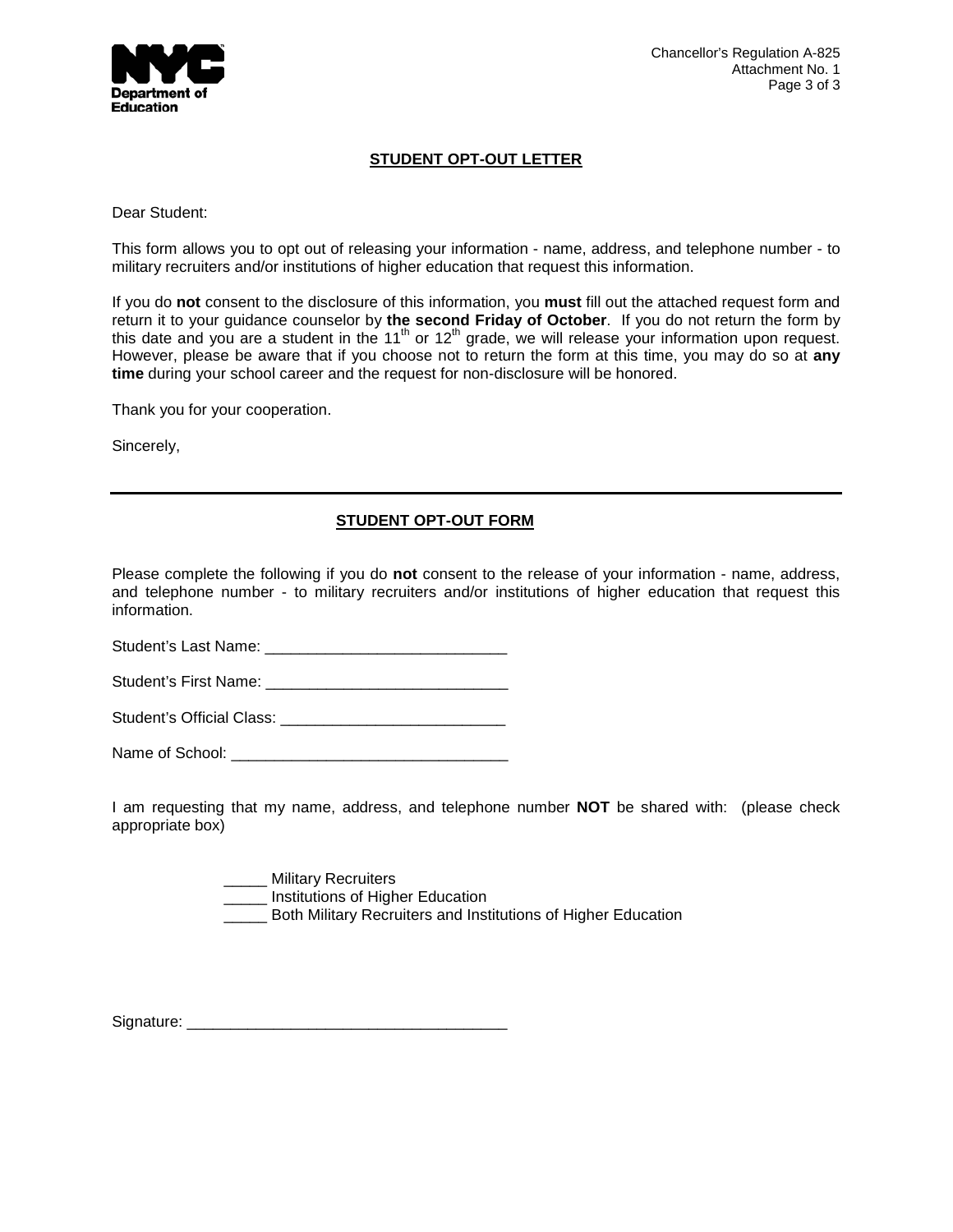## STUDENT OPT-OUT LETTER

Dear Student:

This form allows you to opt out of releasing your information - name, address, and telephone number - to military recruiters and/or institutions of higher education that request this information.

If you do **not** consent to the disclosure of this information, you **must** fill out the attached request form and return it to your guidance counselor by **the second Friday of October**. If you do not return the form by this date and you are a student in the 11th or 12th grade, we will release your information upon request. However, please be aware that if you choose not to return the form at this time, you may do so at **any time** during your school career and the request for non-disclosure will be honored.

Thank you for your cooperation.

Sincerely,

---

## STUDENT OPT-OUT FORM

Please complete the following if you do **not** consent to the release of your information - name, address, and telephone number - to military recruiters and/or institutions of higher education that request this information.

Student's Last Name: ____________________________

Student's First Name: ____________________________

Student's Official Class: __________________________

Name of School: ________________________________

I am requesting that my name, address, and telephone number **NOT** be shared with: (please check appropriate box)

_____ Military Recruiters
_____ Institutions of Higher Education
_____ Both Military Recruiters and Institutions of Higher Education

Signature: _____________________________________